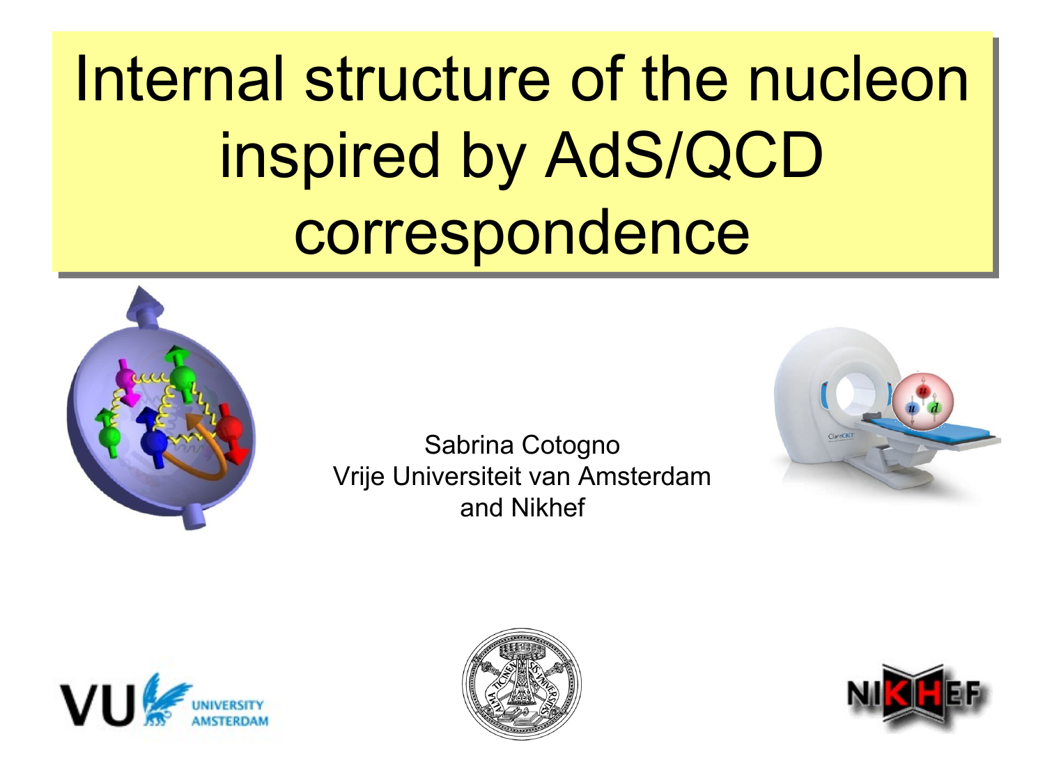# Internal structure of the nucleon inspired by AdS/QCD correspondence

Sabrina Cotogno
Vrije Universiteit van Amsterdam
and Nikhef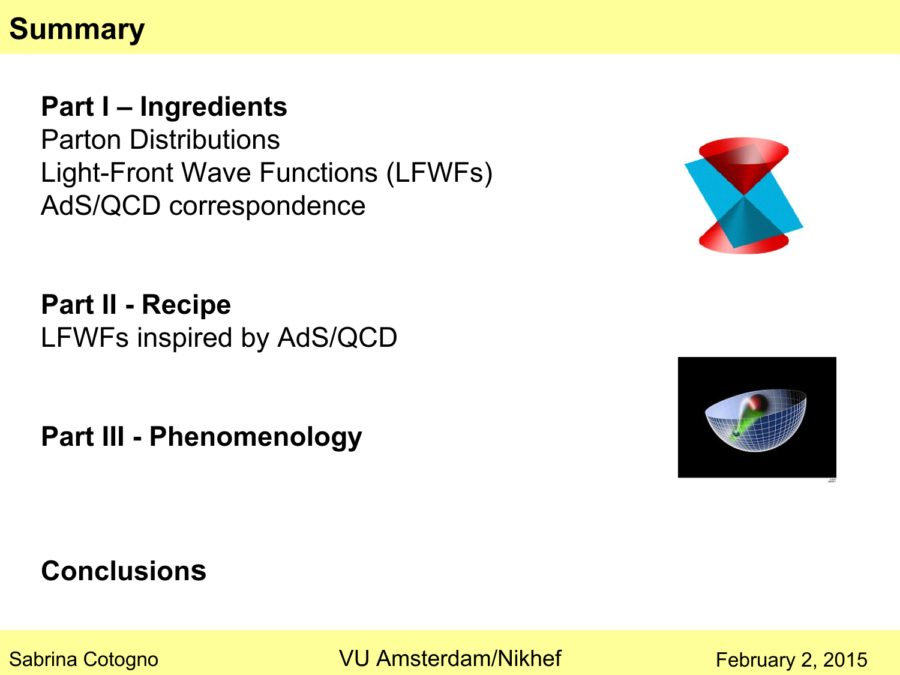# Summary

**Part I – Ingredients**
Parton Distributions
Light-Front Wave Functions (LFWFs)
AdS/QCD correspondence

**Part II - Recipe**
LFWFs inspired by AdS/QCD

**Part III - Phenomenology**

**Conclusions**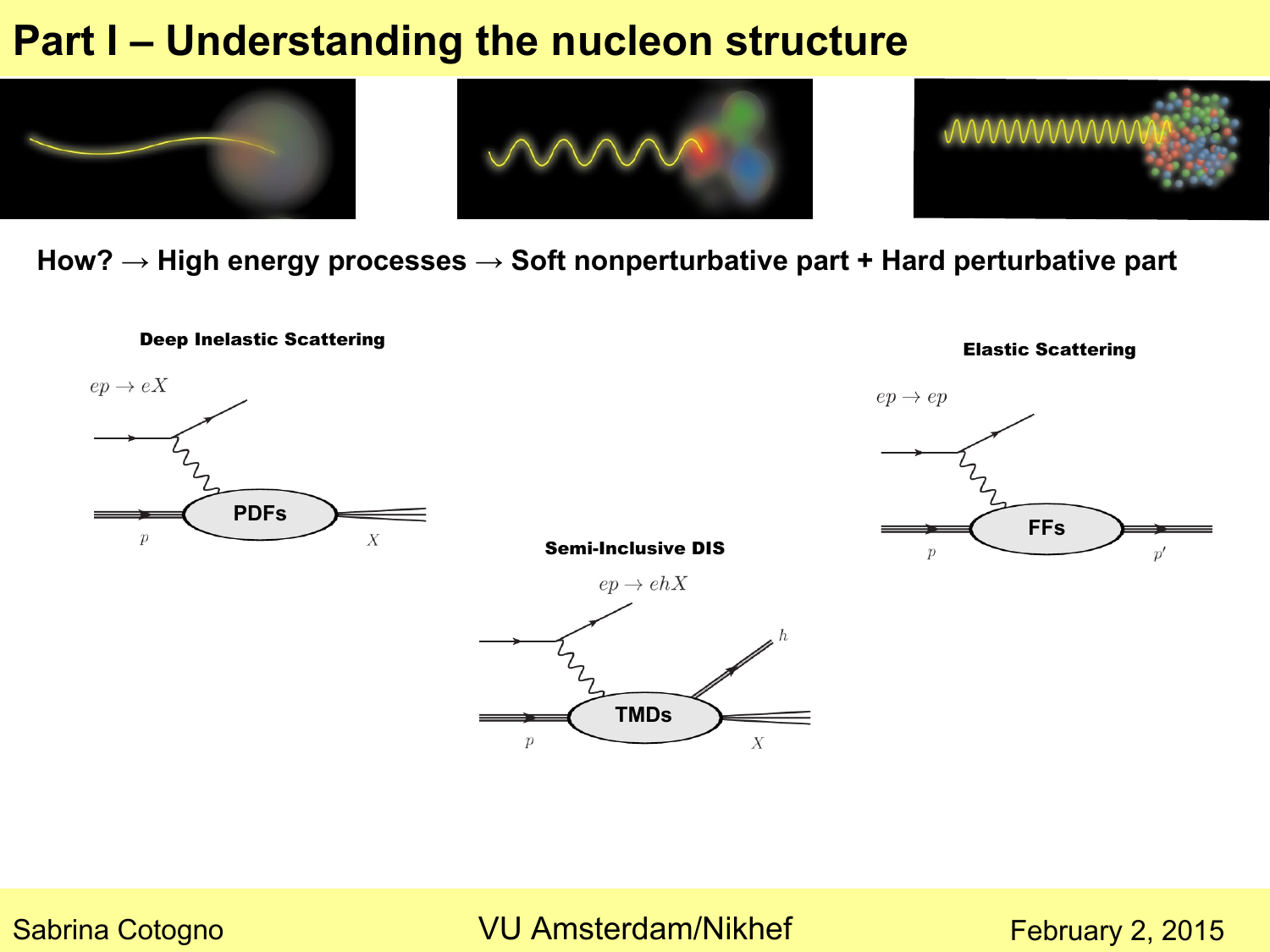# Part I – Understanding the nucleon structure

**How? → High energy processes → Soft nonperturbative part + Hard perturbative part**

**Deep Inelastic Scattering**

$ep \to eX$

PDFs

$p$ $X$

**Semi-Inclusive DIS**

$ep \to ehX$

TMDs

$p$ $h$ $X$

**Elastic Scattering**

$ep \to ep$

FFs

$p$ $p'$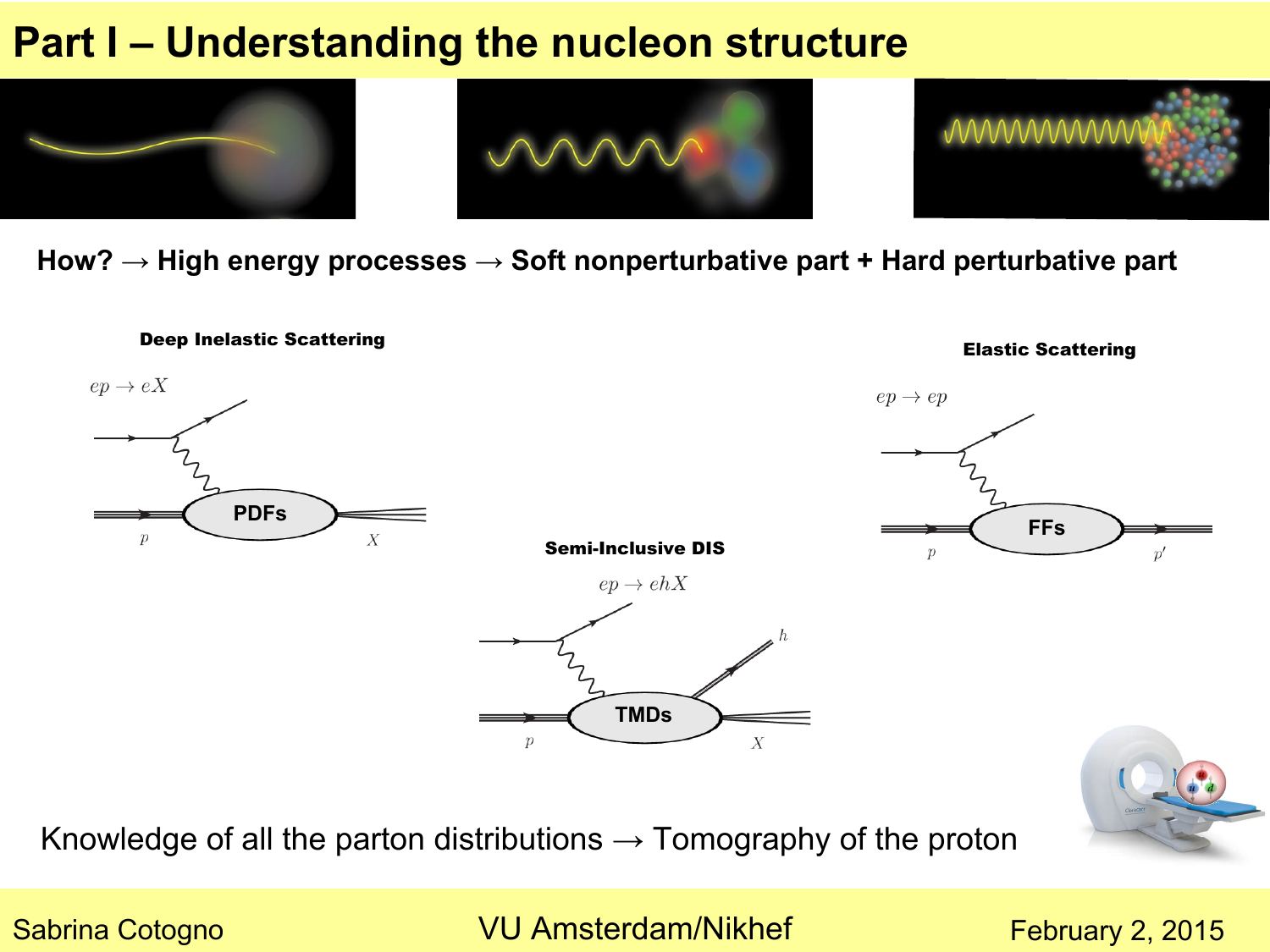# Part I – Understanding the nucleon structure

**How? → High energy processes → Soft nonperturbative part + Hard perturbative part**

**Deep Inelastic Scattering**

$ep \to eX$

PDFs

**Semi-Inclusive DIS**

$ep \to ehX$

TMDs

**Elastic Scattering**

$ep \to ep$

FFs

Knowledge of all the parton distributions → Tomography of the proton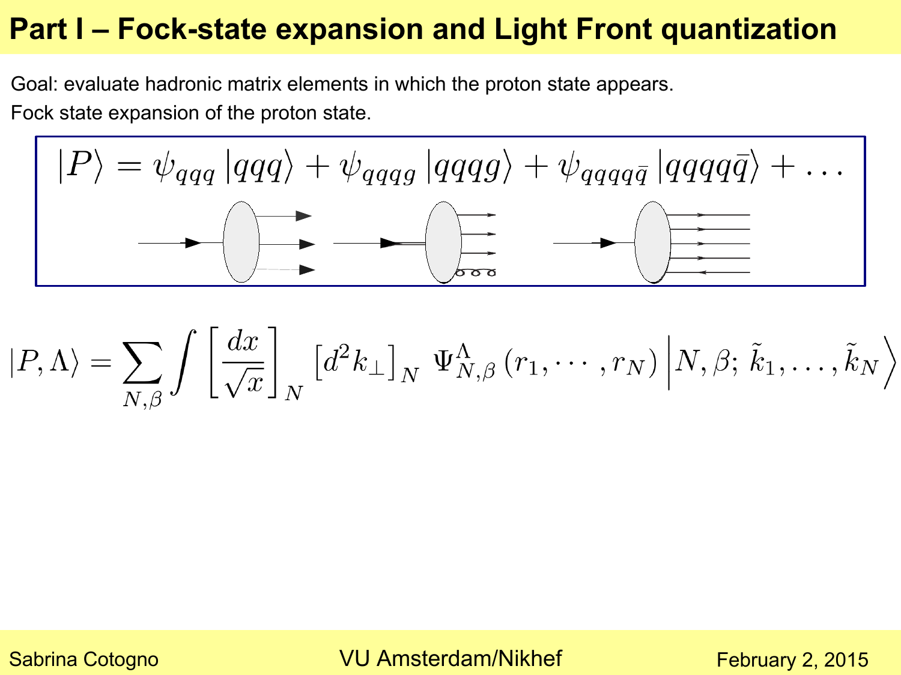# Part I – Fock-state expansion and Light Front quantization

Goal: evaluate hadronic matrix elements in which the proton state appears.

Fock state expansion of the proton state.

$$|P\rangle = \psi_{qqq}\,|qqq\rangle + \psi_{qqqg}\,|qqqg\rangle + \psi_{qqqq\bar{q}}\,|qqqq\bar{q}\rangle + \dots$$

$$|P,\Lambda\rangle = \sum_{N,\beta} \int \left[\frac{dx}{\sqrt{x}}\right]_N \left[d^2 k_\perp\right]_N \; \Psi^{\Lambda}_{N,\beta}\left(r_1,\cdots,r_N\right) \Big| N,\beta;\, \tilde{k}_1,\ldots,\tilde{k}_N \Big\rangle$$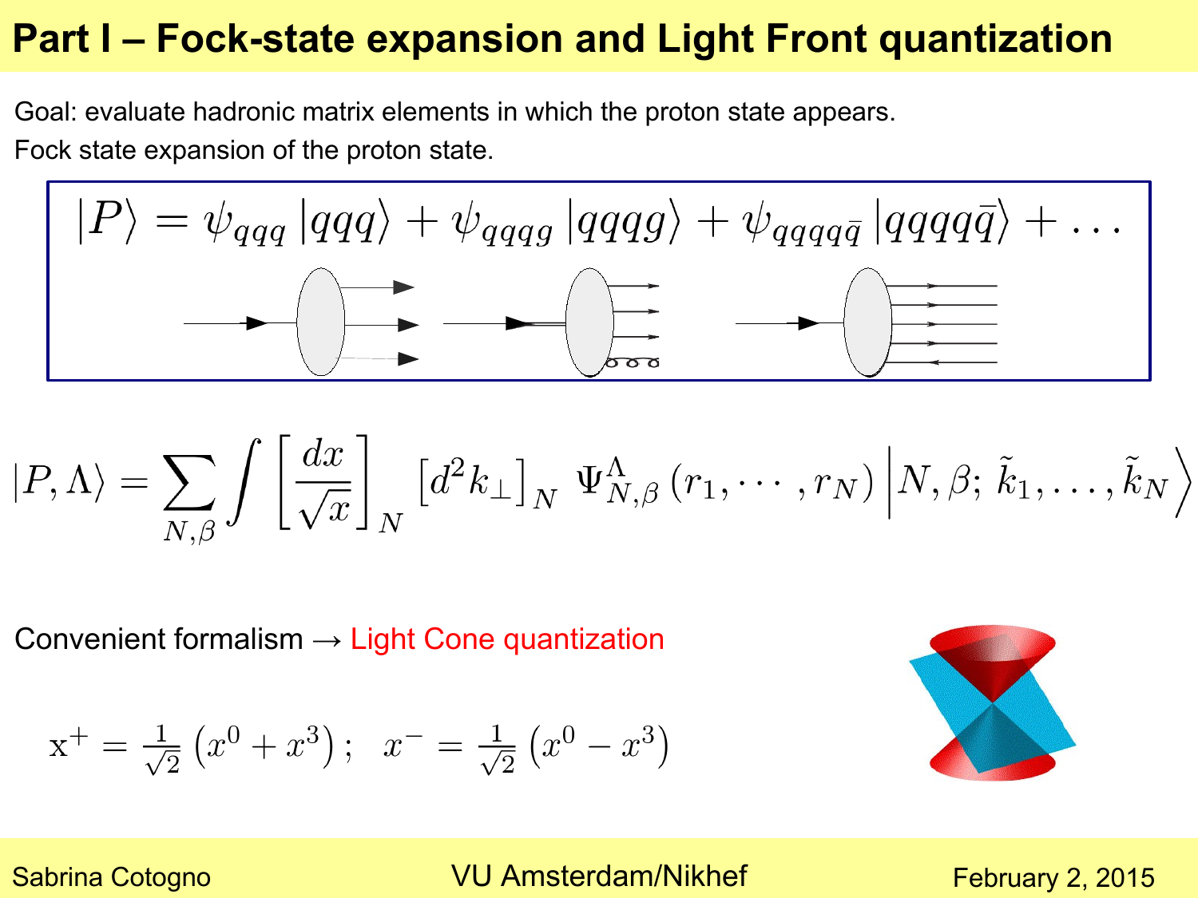# Part I – Fock-state expansion and Light Front quantization

Goal: evaluate hadronic matrix elements in which the proton state appears.

Fock state expansion of the proton state.

$$|P\rangle = \psi_{qqq}\,|qqq\rangle + \psi_{qqqg}\,|qqqg\rangle + \psi_{qqqq\bar{q}}\,|qqqq\bar{q}\rangle + \dots$$

$$|P,\Lambda\rangle = \sum_{N,\beta}\int\left[\frac{dx}{\sqrt{x}}\right]_N\left[d^2k_\perp\right]_N\;\Psi^{\Lambda}_{N,\beta}\left(r_1,\cdots,r_N\right)\Big|N,\beta;\,\tilde{k}_1,\dots,\tilde{k}_N\Big\rangle$$

Convenient formalism → Light Cone quantization

$$\mathrm{x}^{+} = \frac{1}{\sqrt{2}}\left(x^0 + x^3\right);\quad x^{-} = \frac{1}{\sqrt{2}}\left(x^0 - x^3\right)$$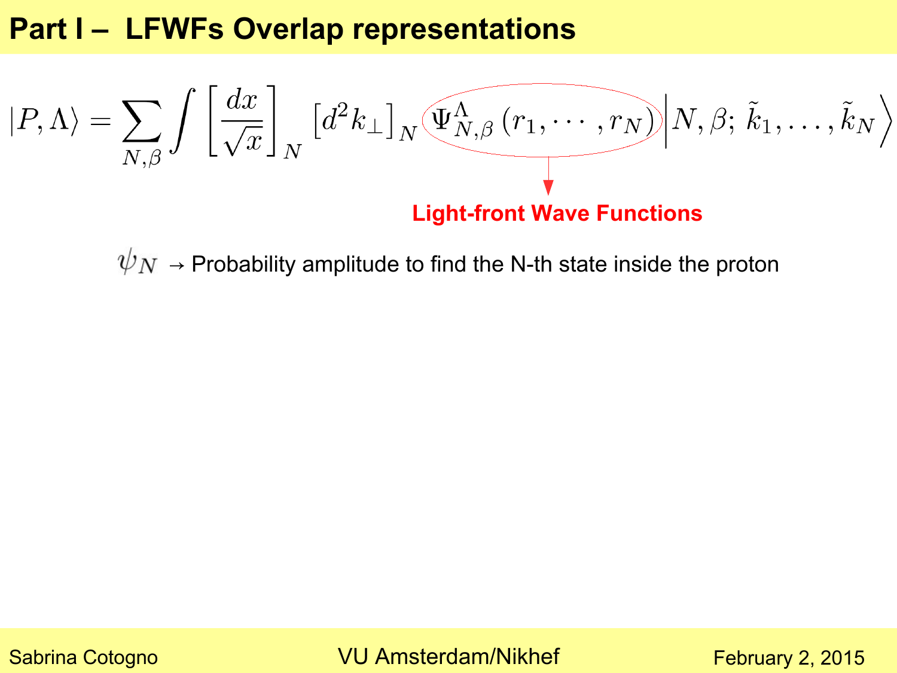# Part I – LFWFs Overlap representations

$$|P,\Lambda\rangle = \sum_{N,\beta} \int \left[\frac{dx}{\sqrt{x}}\right]_N \left[d^2 k_\perp\right]_N \Psi^{\Lambda}_{N,\beta}\left(r_1,\cdots,r_N\right) \Big| N,\beta;\, \tilde{k}_1,\ldots,\tilde{k}_N \Big\rangle$$

**Light-front Wave Functions**

$\psi_N$ → Probability amplitude to find the N-th state inside the proton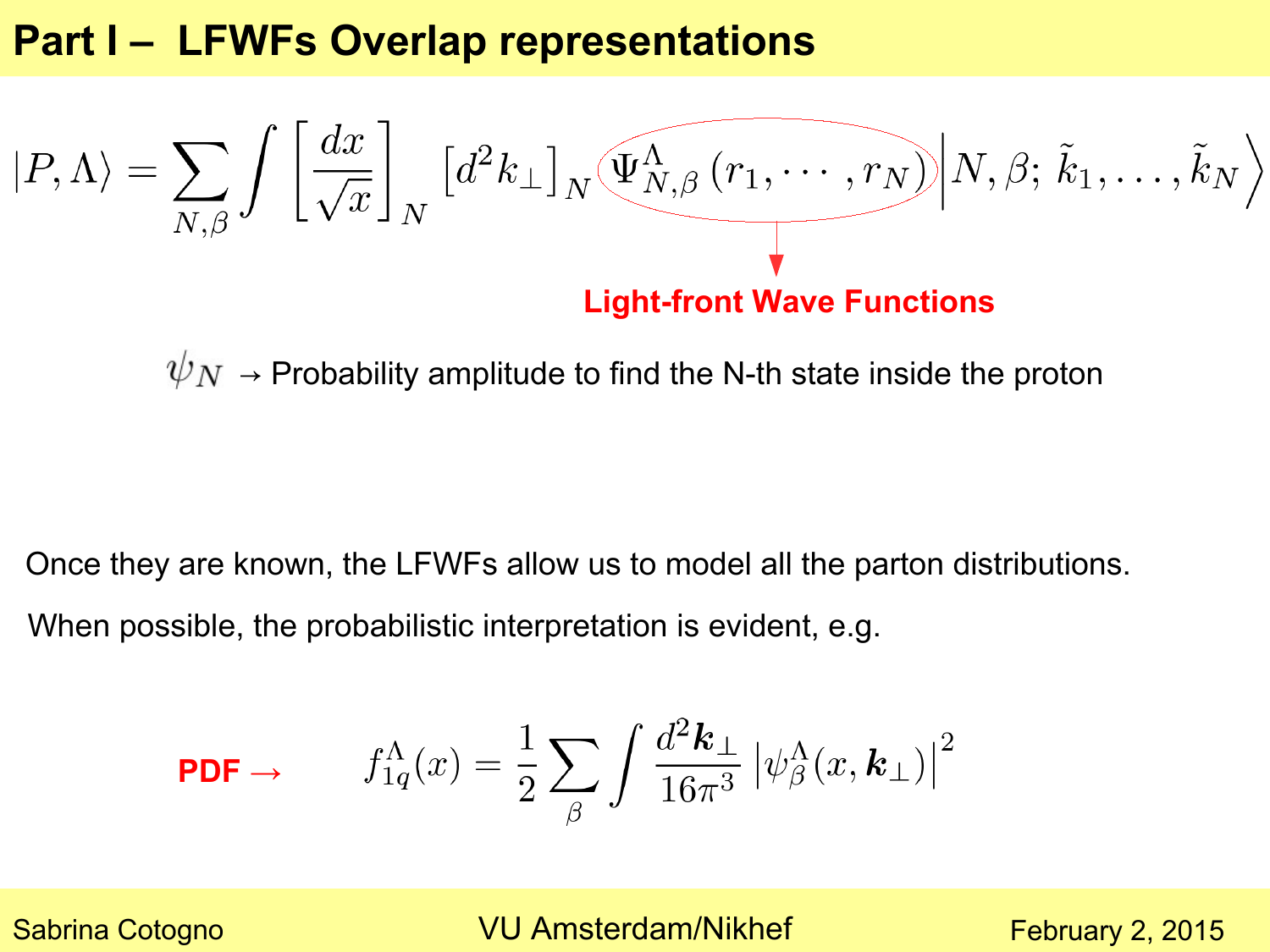# Part I – LFWFs Overlap representations

$$|P,\Lambda\rangle = \sum_{N,\beta} \int \left[\frac{dx}{\sqrt{x}}\right]_N \left[d^2 k_\perp\right]_N \Psi^{\Lambda}_{N,\beta}\left(r_1,\cdots,r_N\right) \Big| N,\beta;\, \tilde{k}_1,\ldots,\tilde{k}_N \Big\rangle$$

**Light-front Wave Functions**

$\psi_N$ → Probability amplitude to find the N-th state inside the proton

Once they are known, the LFWFs allow us to model all the parton distributions.

When possible, the probabilistic interpretation is evident, e.g.

**PDF →**

$$f^{\Lambda}_{1q}(x) = \frac{1}{2} \sum_{\beta} \int \frac{d^2 \boldsymbol{k}_\perp}{16\pi^3} \left| \psi^{\Lambda}_{\beta}(x, \boldsymbol{k}_\perp) \right|^2$$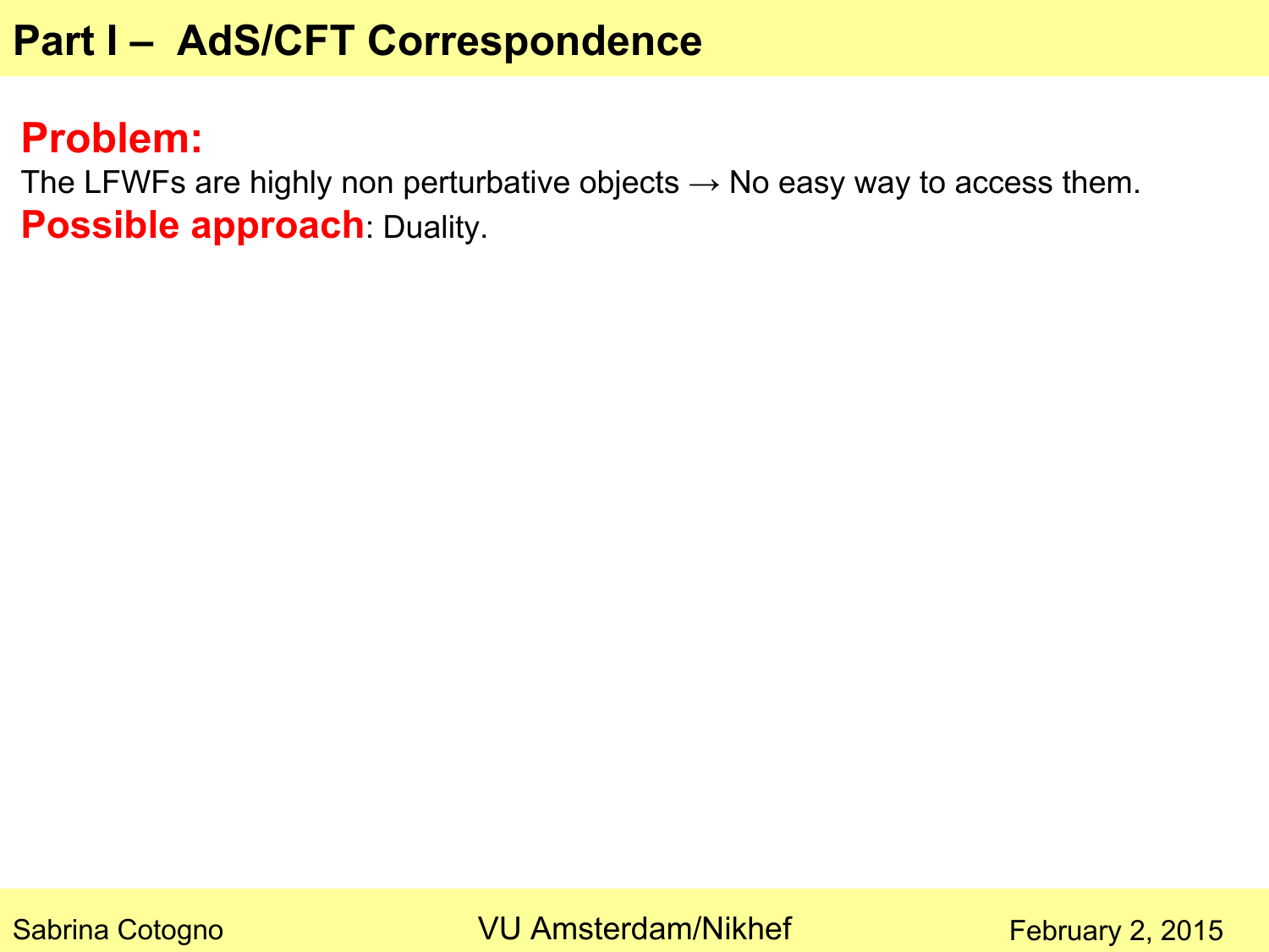# Part I – AdS/CFT Correspondence

**Problem:**

The LFWFs are highly non perturbative objects → No easy way to access them.

**Possible approach**: Duality.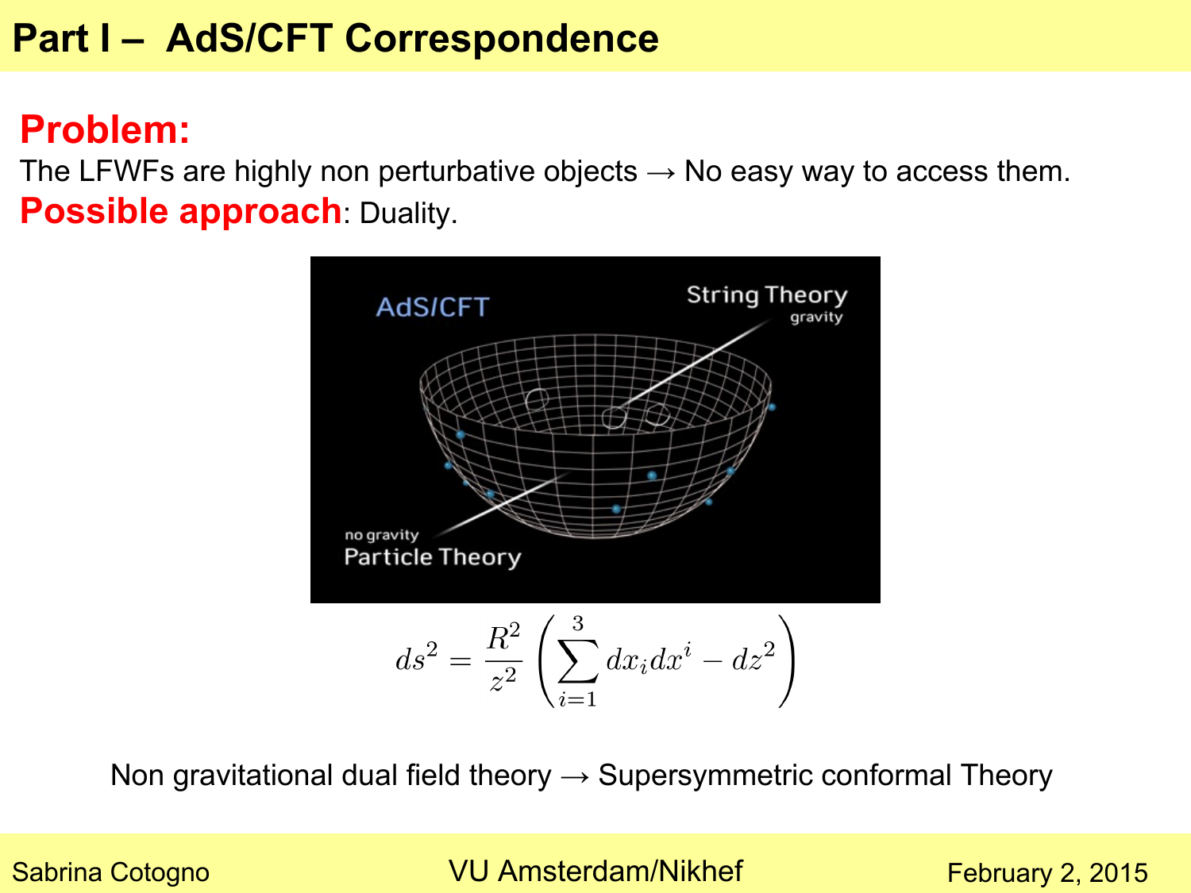# Part I – AdS/CFT Correspondence

**Problem:**

The LFWFs are highly non perturbative objects → No easy way to access them.

**Possible approach**: Duality.

$$ds^2 = \frac{R^2}{z^2}\left(\sum_{i=1}^{3} dx_i dx^i - dz^2\right)$$

Non gravitational dual field theory → Supersymmetric conformal Theory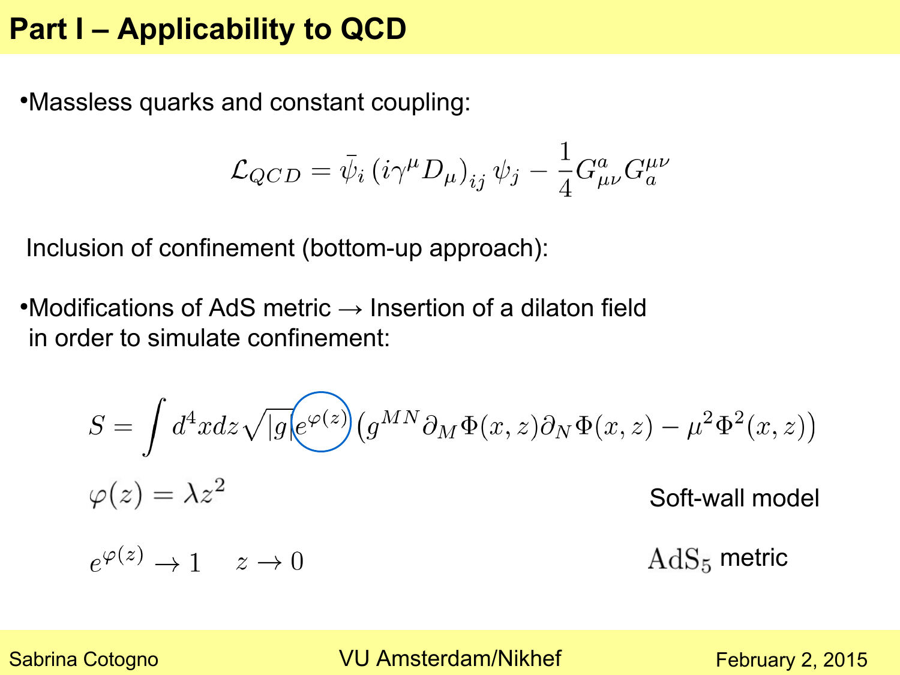# Part I – Applicability to QCD

- Massless quarks and constant coupling:

$$\mathcal{L}_{QCD} = \bar{\psi}_i \left(i\gamma^\mu D_\mu\right)_{ij} \psi_j - \frac{1}{4} G^a_{\mu\nu} G^{\mu\nu}_a$$

Inclusion of confinement (bottom-up approach):

- Modifications of AdS metric → Insertion of a dilaton field in order to simulate confinement:

$$S = \int d^4x dz \sqrt{|g|} e^{\varphi(z)} \left(g^{MN} \partial_M \Phi(x,z) \partial_N \Phi(x,z) - \mu^2 \Phi^2(x,z)\right)$$

$$\varphi(z) = \lambda z^2$$

Soft-wall model

$$e^{\varphi(z)} \to 1 \quad z \to 0$$

$\mathrm{AdS}_5$ metric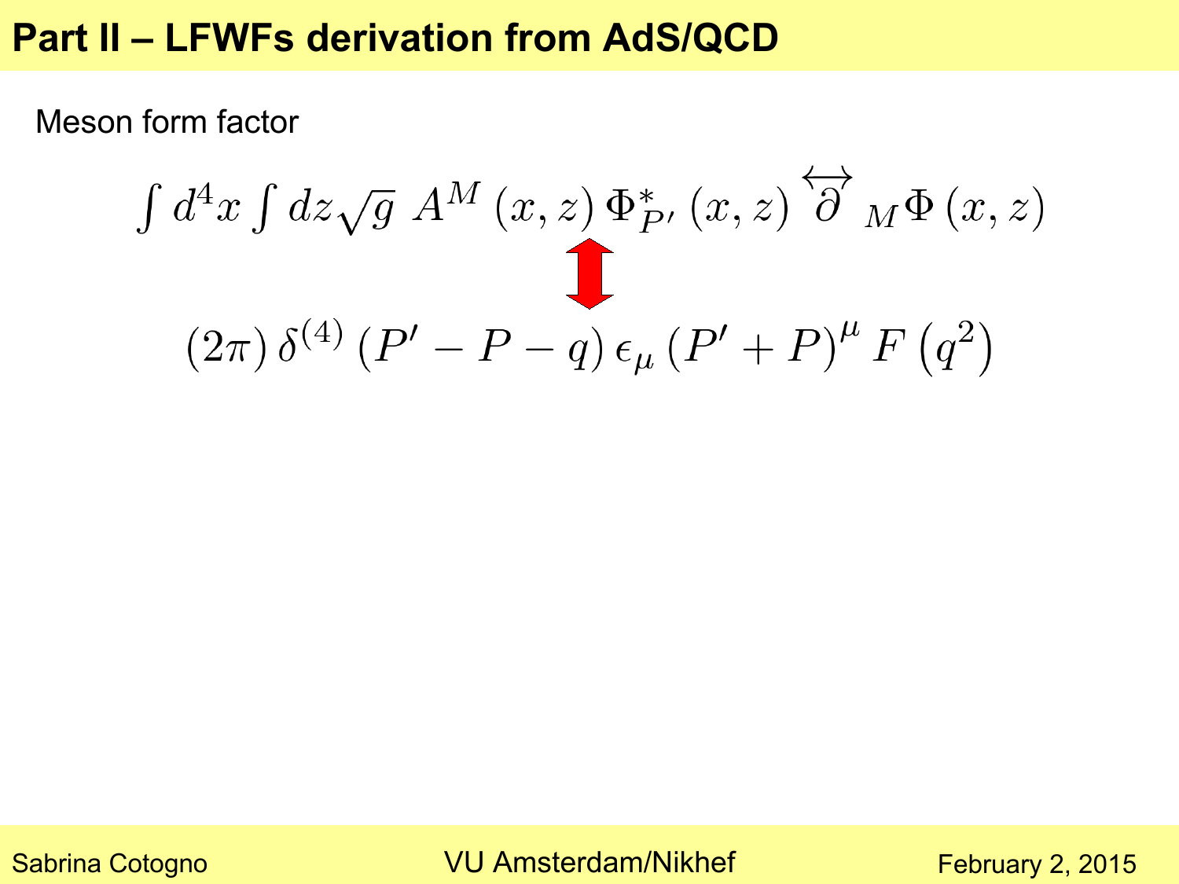# Part II – LFWFs derivation from AdS/QCD

Meson form factor

$$\int d^4x \int dz \sqrt{g}\; A^M(x,z)\, \Phi^*_{P'}(x,z) \overleftrightarrow{\partial}_M \Phi(x,z)$$

$$\Updownarrow$$

$$(2\pi)\,\delta^{(4)}(P' - P - q)\,\epsilon_\mu (P' + P)^\mu F\left(q^2\right)$$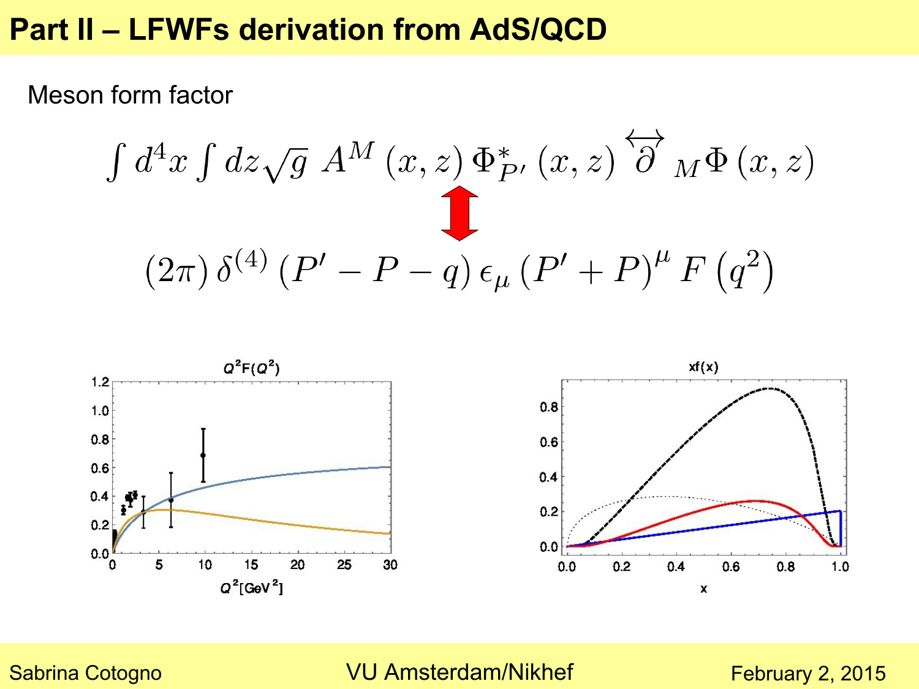# Part II – LFWFs derivation from AdS/QCD

Meson form factor

$$\int d^4x \int dz \sqrt{g}\; A^M(x,z)\, \Phi^*_{P'}(x,z) \overleftrightarrow{\partial}_M \Phi(x,z)$$

$$\Updownarrow$$

$$(2\pi)\, \delta^{(4)}(P' - P - q)\, \epsilon_\mu (P' + P)^\mu F(q^2)$$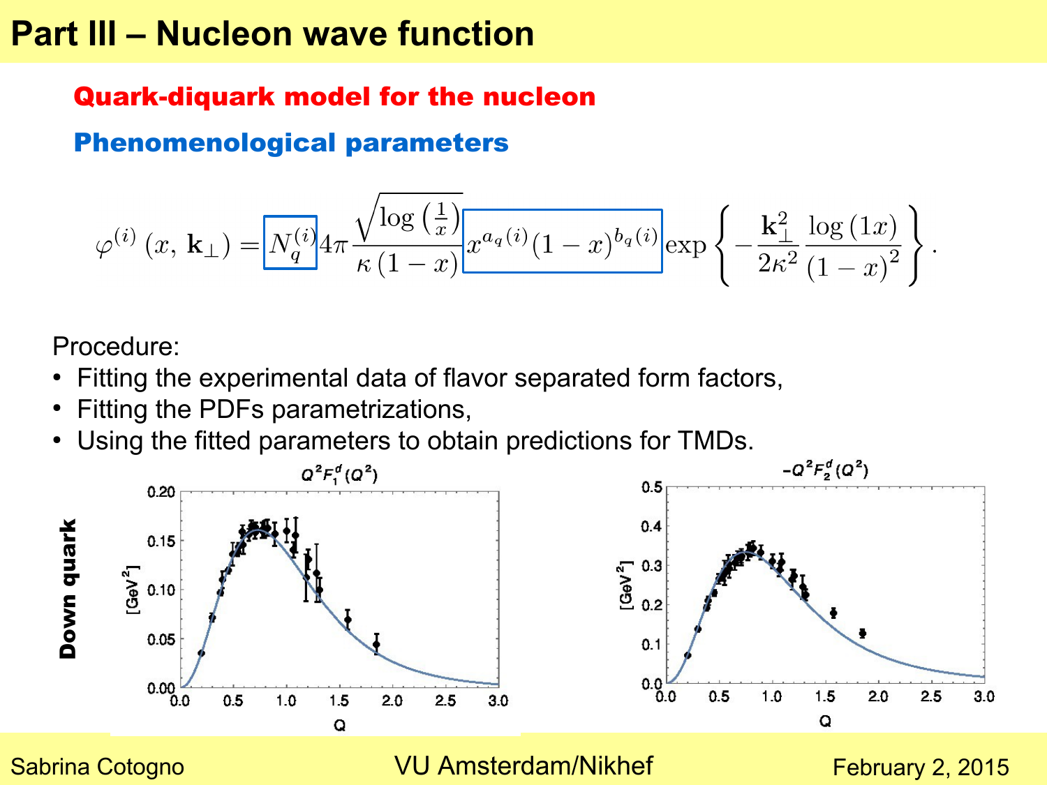## Part III – Nucleon wave function

### Quark-diquark model for the nucleon

### Phenomenological parameters

$$\varphi^{(i)}(x, \mathbf{k}_\perp) = N_q^{(i)} 4\pi \frac{\sqrt{\log\left(\frac{1}{x}\right)}}{\kappa(1-x)} x^{a_q(i)}(1-x)^{b_q(i)} \exp\left\{-\frac{\mathbf{k}_\perp^2}{2\kappa^2}\frac{\log(1x)}{(1-x)^2}\right\}.$$

Procedure:

- Fitting the experimental data of flavor separated form factors,
- Fitting the PDFs parametrizations,
- Using the fitted parameters to obtain predictions for TMDs.

**Down quark**

$Q^2 F_1^d(Q^2)$ — axes: Q; [GeV$^2$]

$-Q^2 F_2^d(Q^2)$ — axes: Q; [GeV$^2$]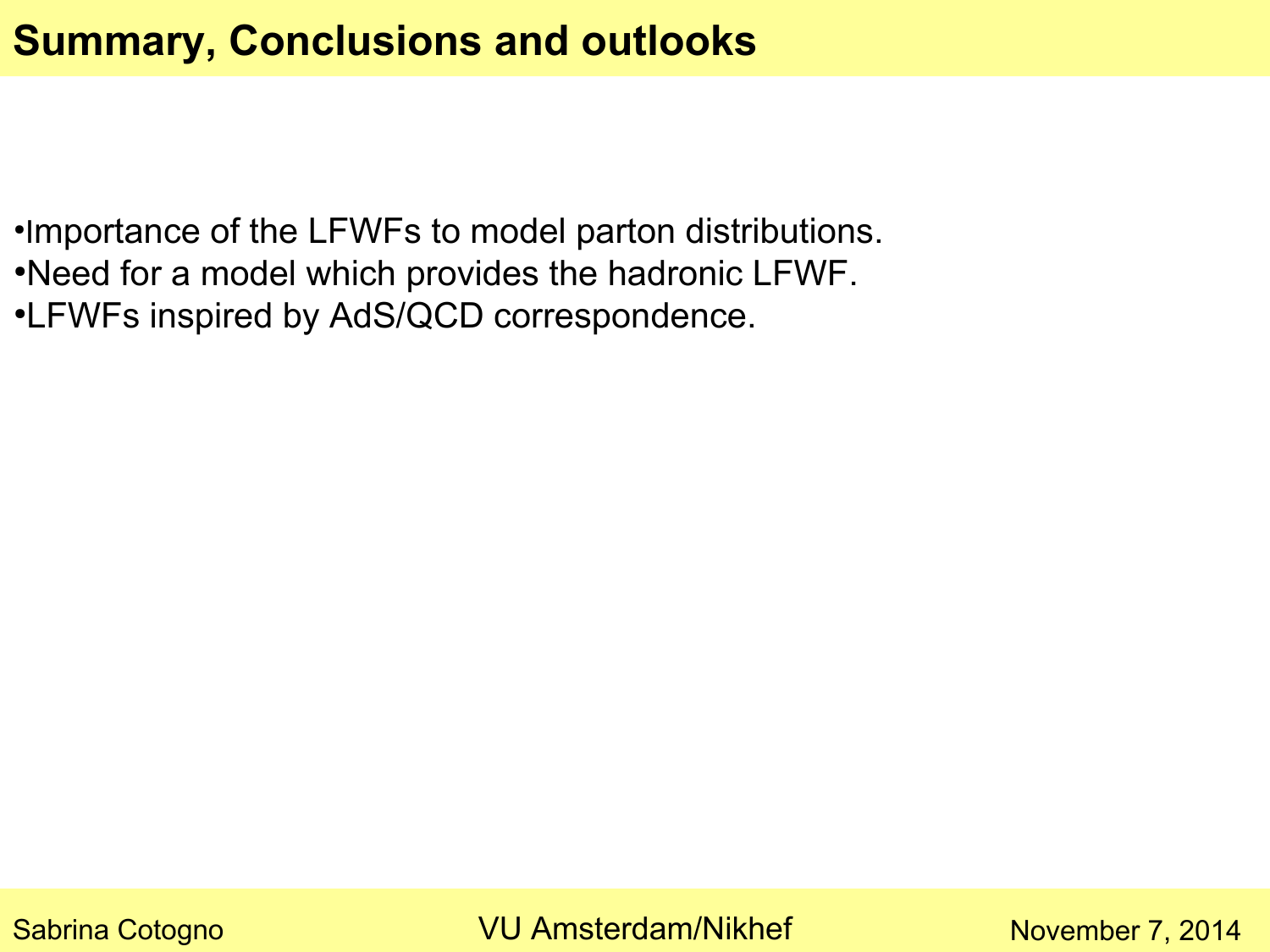# Summary, Conclusions and outlooks

- Importance of the LFWFs to model parton distributions.
- Need for a model which provides the hadronic LFWF.
- LFWFs inspired by AdS/QCD correspondence.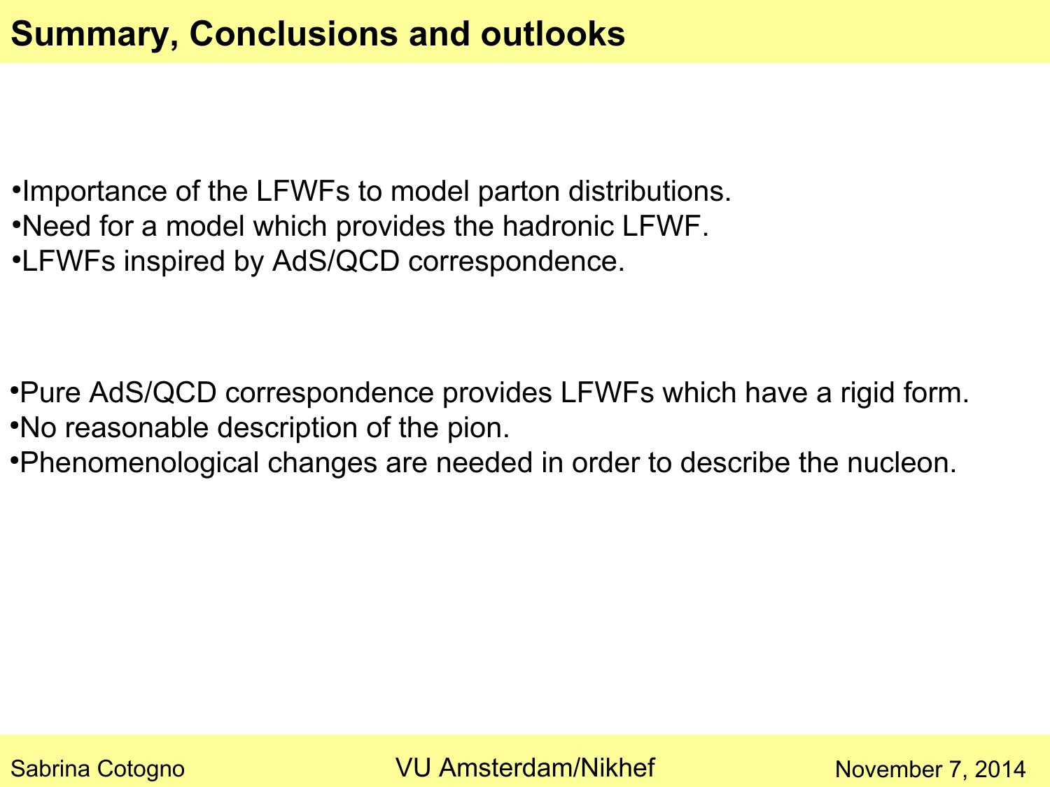# Summary, Conclusions and outlooks

- Importance of the LFWFs to model parton distributions.
- Need for a model which provides the hadronic LFWF.
- LFWFs inspired by AdS/QCD correspondence.

- Pure AdS/QCD correspondence provides LFWFs which have a rigid form.
- No reasonable description of the pion.
- Phenomenological changes are needed in order to describe the nucleon.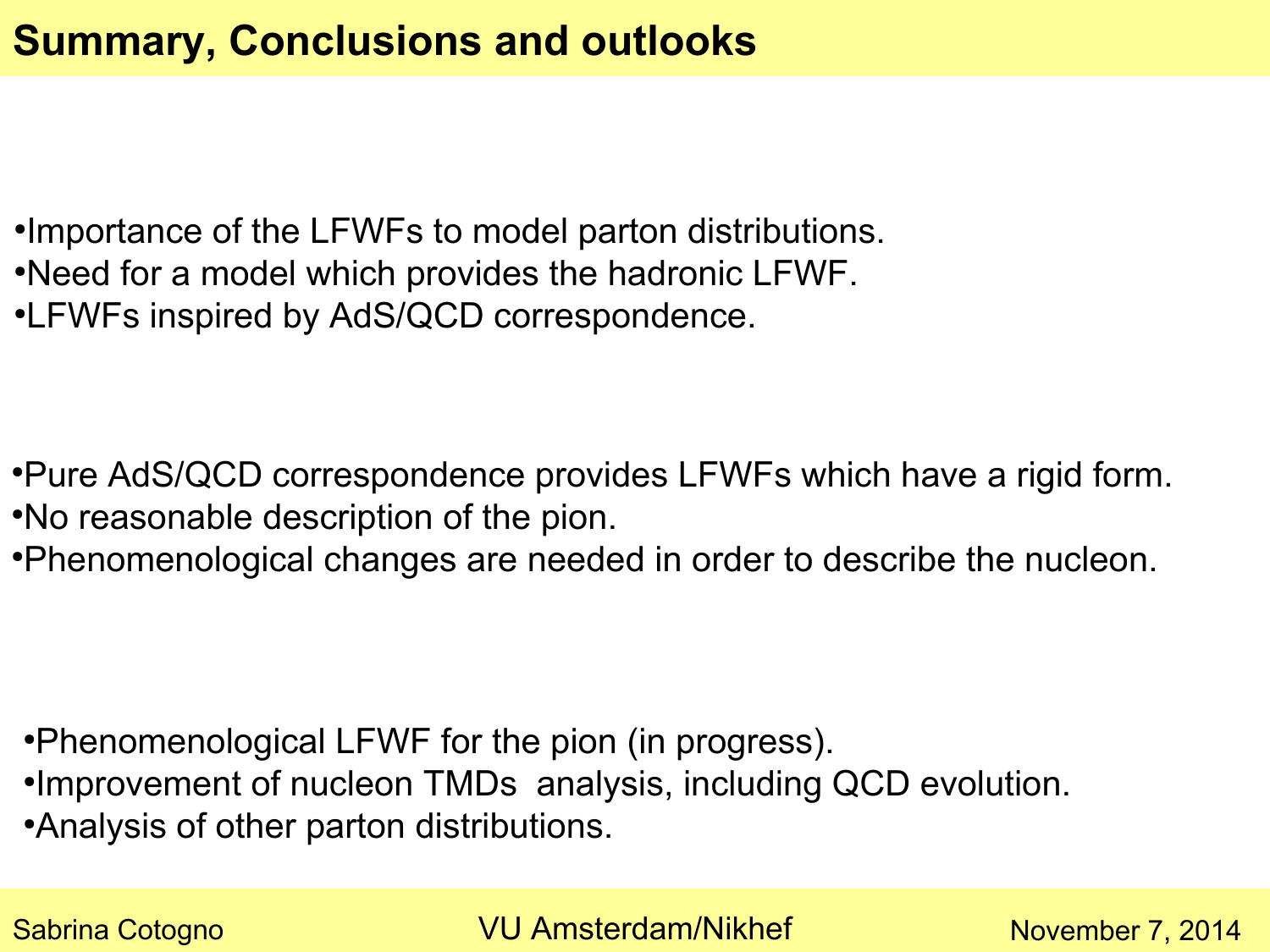# Summary, Conclusions and outlooks

- Importance of the LFWFs to model parton distributions.
- Need for a model which provides the hadronic LFWF.
- LFWFs inspired by AdS/QCD correspondence.

- Pure AdS/QCD correspondence provides LFWFs which have a rigid form.
- No reasonable description of the pion.
- Phenomenological changes are needed in order to describe the nucleon.

- Phenomenological LFWF for the pion (in progress).
- Improvement of nucleon TMDs analysis, including QCD evolution.
- Analysis of other parton distributions.